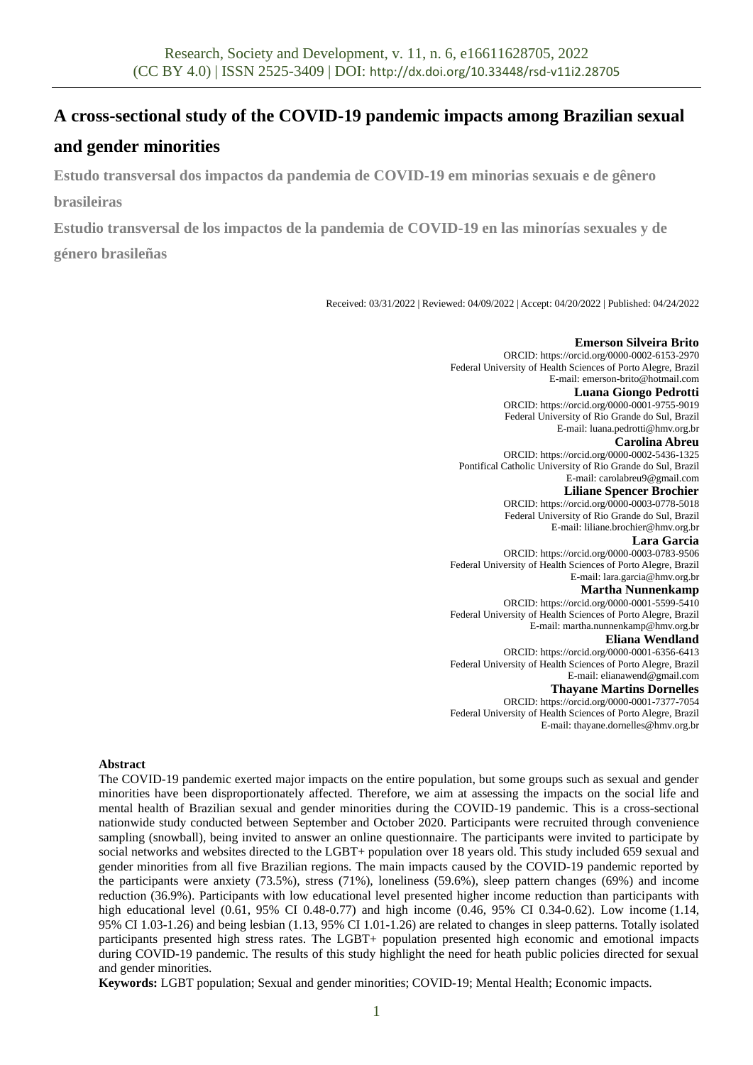# A cross-sectional study of the COVID-19 pandemic impacts among Brazilian sexual and gender minorities

**Estudo transversal dos impactos da pandemia de COVID-19 em minorias sexuais e de gênero brasileiras**

**Estudio transversal de los impactos de la pandemia de COVID-19 en las minorías sexuales y de género brasileñas**

Received: 03/31/2022 | Reviewed: 04/09/2022 | Accept: 04/20/2022 | Published: 04/24/2022

**Emerson Silveira Brito**
ORCID: https://orcid.org/0000-0002-6153-2970
Federal University of Health Sciences of Porto Alegre, Brazil
E-mail: emerson-brito@hotmail.com

**Luana Giongo Pedrotti**
ORCID: https://orcid.org/0000-0001-9755-9019
Federal University of Rio Grande do Sul, Brazil
E-mail: luana.pedrotti@hmv.org.br

**Carolina Abreu**
ORCID: https://orcid.org/0000-0002-5436-1325
Pontifical Catholic University of Rio Grande do Sul, Brazil
E-mail: carolabreu9@gmail.com

**Liliane Spencer Brochier**
ORCID: https://orcid.org/0000-0003-0778-5018
Federal University of Rio Grande do Sul, Brazil
E-mail: liliane.brochier@hmv.org.br

**Lara Garcia**
ORCID: https://orcid.org/0000-0003-0783-9506
Federal University of Health Sciences of Porto Alegre, Brazil
E-mail: lara.garcia@hmv.org.br

**Martha Nunnenkamp**
ORCID: https://orcid.org/0000-0001-5599-5410
Federal University of Health Sciences of Porto Alegre, Brazil
E-mail: martha.nunnenkamp@hmv.org.br

**Eliana Wendland**
ORCID: https://orcid.org/0000-0001-6356-6413
Federal University of Health Sciences of Porto Alegre, Brazil
E-mail: elianawend@gmail.com

**Thayane Martins Dornelles**
ORCID: https://orcid.org/0000-0001-7377-7054
Federal University of Health Sciences of Porto Alegre, Brazil
E-mail: thayane.dornelles@hmv.org.br

**Abstract**

The COVID-19 pandemic exerted major impacts on the entire population, but some groups such as sexual and gender minorities have been disproportionately affected. Therefore, we aim at assessing the impacts on the social life and mental health of Brazilian sexual and gender minorities during the COVID-19 pandemic. This is a cross-sectional nationwide study conducted between September and October 2020. Participants were recruited through convenience sampling (snowball), being invited to answer an online questionnaire. The participants were invited to participate by social networks and websites directed to the LGBT+ population over 18 years old. This study included 659 sexual and gender minorities from all five Brazilian regions. The main impacts caused by the COVID-19 pandemic reported by the participants were anxiety (73.5%), stress (71%), loneliness (59.6%), sleep pattern changes (69%) and income reduction (36.9%). Participants with low educational level presented higher income reduction than participants with high educational level (0.61, 95% CI 0.48-0.77) and high income (0.46, 95% CI 0.34-0.62). Low income (1.14, 95% CI 1.03-1.26) and being lesbian (1.13, 95% CI 1.01-1.26) are related to changes in sleep patterns. Totally isolated participants presented high stress rates. The LGBT+ population presented high economic and emotional impacts during COVID-19 pandemic. The results of this study highlight the need for heath public policies directed for sexual and gender minorities.

**Keywords:** LGBT population; Sexual and gender minorities; COVID-19; Mental Health; Economic impacts.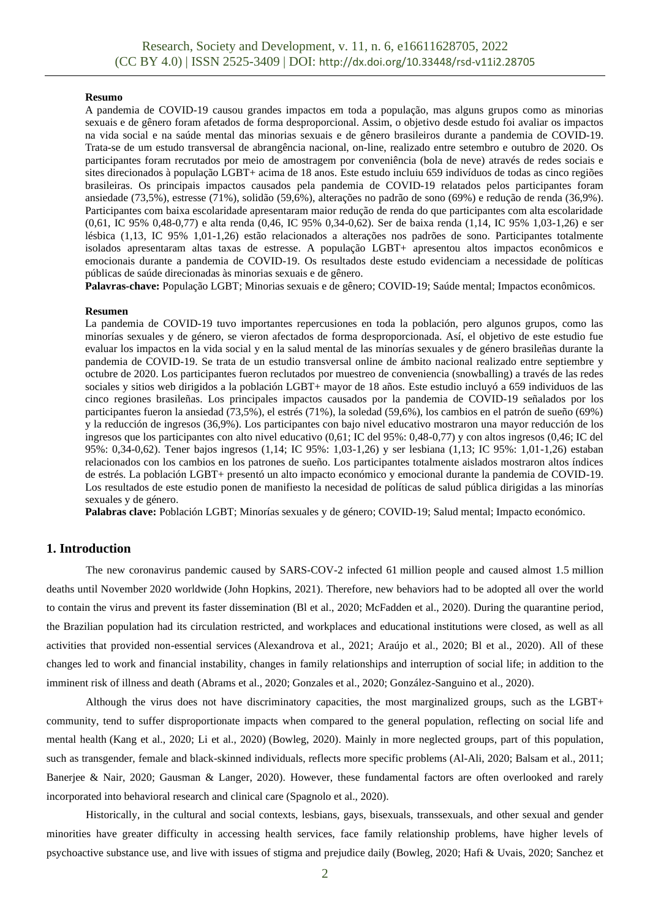**Resumo**

A pandemia de COVID-19 causou grandes impactos em toda a população, mas alguns grupos como as minorias sexuais e de gênero foram afetados de forma desproporcional. Assim, o objetivo desde estudo foi avaliar os impactos na vida social e na saúde mental das minorias sexuais e de gênero brasileiros durante a pandemia de COVID-19. Trata-se de um estudo transversal de abrangência nacional, on-line, realizado entre setembro e outubro de 2020. Os participantes foram recrutados por meio de amostragem por conveniência (bola de neve) através de redes sociais e sites direcionados à população LGBT+ acima de 18 anos. Este estudo incluiu 659 indivíduos de todas as cinco regiões brasileiras. Os principais impactos causados pela pandemia de COVID-19 relatados pelos participantes foram ansiedade (73,5%), estresse (71%), solidão (59,6%), alterações no padrão de sono (69%) e redução de renda (36,9%). Participantes com baixa escolaridade apresentaram maior redução de renda do que participantes com alta escolaridade (0,61, IC 95% 0,48-0,77) e alta renda (0,46, IC 95% 0,34-0,62). Ser de baixa renda (1,14, IC 95% 1,03-1,26) e ser lésbica (1,13, IC 95% 1,01-1,26) estão relacionados a alterações nos padrões de sono. Participantes totalmente isolados apresentaram altas taxas de estresse. A população LGBT+ apresentou altos impactos econômicos e emocionais durante a pandemia de COVID-19. Os resultados deste estudo evidenciam a necessidade de políticas públicas de saúde direcionadas às minorias sexuais e de gênero.

**Palavras-chave:** População LGBT; Minorias sexuais e de gênero; COVID-19; Saúde mental; Impactos econômicos.

**Resumen**

La pandemia de COVID-19 tuvo importantes repercusiones en toda la población, pero algunos grupos, como las minorías sexuales y de género, se vieron afectados de forma desproporcionada. Así, el objetivo de este estudio fue evaluar los impactos en la vida social y en la salud mental de las minorías sexuales y de género brasileñas durante la pandemia de COVID-19. Se trata de un estudio transversal online de ámbito nacional realizado entre septiembre y octubre de 2020. Los participantes fueron reclutados por muestreo de conveniencia (snowballing) a través de las redes sociales y sitios web dirigidos a la población LGBT+ mayor de 18 años. Este estudio incluyó a 659 individuos de las cinco regiones brasileñas. Los principales impactos causados por la pandemia de COVID-19 señalados por los participantes fueron la ansiedad (73,5%), el estrés (71%), la soledad (59,6%), los cambios en el patrón de sueño (69%) y la reducción de ingresos (36,9%). Los participantes con bajo nivel educativo mostraron una mayor reducción de los ingresos que los participantes con alto nivel educativo (0,61; IC del 95%: 0,48-0,77) y con altos ingresos (0,46; IC del 95%: 0,34-0,62). Tener bajos ingresos (1,14; IC 95%: 1,03-1,26) y ser lesbiana (1,13; IC 95%: 1,01-1,26) estaban relacionados con los cambios en los patrones de sueño. Los participantes totalmente aislados mostraron altos índices de estrés. La población LGBT+ presentó un alto impacto económico y emocional durante la pandemia de COVID-19. Los resultados de este estudio ponen de manifiesto la necesidad de políticas de salud pública dirigidas a las minorías sexuales y de género.

**Palabras clave:** Población LGBT; Minorías sexuales y de género; COVID-19; Salud mental; Impacto económico.

## 1. Introduction

The new coronavirus pandemic caused by SARS-COV-2 infected 61 million people and caused almost 1.5 million deaths until November 2020 worldwide (John Hopkins, 2021). Therefore, new behaviors had to be adopted all over the world to contain the virus and prevent its faster dissemination (Bl et al., 2020; McFadden et al., 2020). During the quarantine period, the Brazilian population had its circulation restricted, and workplaces and educational institutions were closed, as well as all activities that provided non-essential services (Alexandrova et al., 2021; Araújo et al., 2020; Bl et al., 2020). All of these changes led to work and financial instability, changes in family relationships and interruption of social life; in addition to the imminent risk of illness and death (Abrams et al., 2020; Gonzales et al., 2020; González-Sanguino et al., 2020).

Although the virus does not have discriminatory capacities, the most marginalized groups, such as the LGBT+ community, tend to suffer disproportionate impacts when compared to the general population, reflecting on social life and mental health (Kang et al., 2020; Li et al., 2020) (Bowleg, 2020). Mainly in more neglected groups, part of this population, such as transgender, female and black-skinned individuals, reflects more specific problems (Al-Ali, 2020; Balsam et al., 2011; Banerjee & Nair, 2020; Gausman & Langer, 2020). However, these fundamental factors are often overlooked and rarely incorporated into behavioral research and clinical care (Spagnolo et al., 2020).

Historically, in the cultural and social contexts, lesbians, gays, bisexuals, transsexuals, and other sexual and gender minorities have greater difficulty in accessing health services, face family relationship problems, have higher levels of psychoactive substance use, and live with issues of stigma and prejudice daily (Bowleg, 2020; Hafi & Uvais, 2020; Sanchez et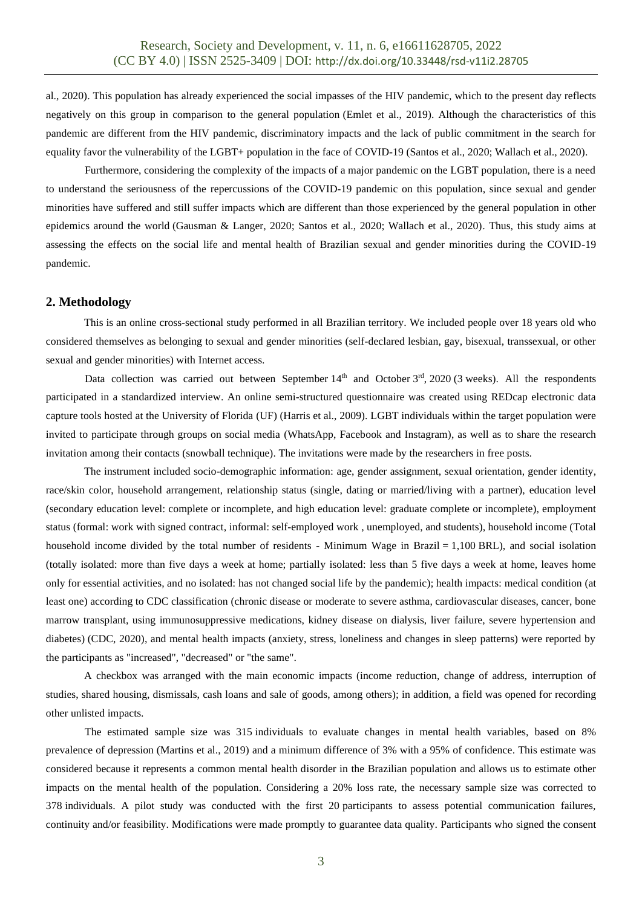al., 2020). This population has already experienced the social impasses of the HIV pandemic, which to the present day reflects negatively on this group in comparison to the general population (Emlet et al., 2019). Although the characteristics of this pandemic are different from the HIV pandemic, discriminatory impacts and the lack of public commitment in the search for equality favor the vulnerability of the LGBT+ population in the face of COVID-19 (Santos et al., 2020; Wallach et al., 2020).

Furthermore, considering the complexity of the impacts of a major pandemic on the LGBT population, there is a need to understand the seriousness of the repercussions of the COVID-19 pandemic on this population, since sexual and gender minorities have suffered and still suffer impacts which are different than those experienced by the general population in other epidemics around the world (Gausman & Langer, 2020; Santos et al., 2020; Wallach et al., 2020). Thus, this study aims at assessing the effects on the social life and mental health of Brazilian sexual and gender minorities during the COVID-19 pandemic.

## 2. Methodology

This is an online cross-sectional study performed in all Brazilian territory. We included people over 18 years old who considered themselves as belonging to sexual and gender minorities (self-declared lesbian, gay, bisexual, transsexual, or other sexual and gender minorities) with Internet access.

Data collection was carried out between September 14th and October 3rd, 2020 (3 weeks). All the respondents participated in a standardized interview. An online semi-structured questionnaire was created using REDcap electronic data capture tools hosted at the University of Florida (UF) (Harris et al., 2009). LGBT individuals within the target population were invited to participate through groups on social media (WhatsApp, Facebook and Instagram), as well as to share the research invitation among their contacts (snowball technique). The invitations were made by the researchers in free posts.

The instrument included socio-demographic information: age, gender assignment, sexual orientation, gender identity, race/skin color, household arrangement, relationship status (single, dating or married/living with a partner), education level (secondary education level: complete or incomplete, and high education level: graduate complete or incomplete), employment status (formal: work with signed contract, informal: self-employed work , unemployed, and students), household income (Total household income divided by the total number of residents - Minimum Wage in Brazil = 1,100 BRL), and social isolation (totally isolated: more than five days a week at home; partially isolated: less than 5 five days a week at home, leaves home only for essential activities, and no isolated: has not changed social life by the pandemic); health impacts: medical condition (at least one) according to CDC classification (chronic disease or moderate to severe asthma, cardiovascular diseases, cancer, bone marrow transplant, using immunosuppressive medications, kidney disease on dialysis, liver failure, severe hypertension and diabetes) (CDC, 2020), and mental health impacts (anxiety, stress, loneliness and changes in sleep patterns) were reported by the participants as "increased", "decreased" or "the same".

A checkbox was arranged with the main economic impacts (income reduction, change of address, interruption of studies, shared housing, dismissals, cash loans and sale of goods, among others); in addition, a field was opened for recording other unlisted impacts.

The estimated sample size was 315 individuals to evaluate changes in mental health variables, based on 8% prevalence of depression (Martins et al., 2019) and a minimum difference of 3% with a 95% of confidence. This estimate was considered because it represents a common mental health disorder in the Brazilian population and allows us to estimate other impacts on the mental health of the population. Considering a 20% loss rate, the necessary sample size was corrected to 378 individuals. A pilot study was conducted with the first 20 participants to assess potential communication failures, continuity and/or feasibility. Modifications were made promptly to guarantee data quality. Participants who signed the consent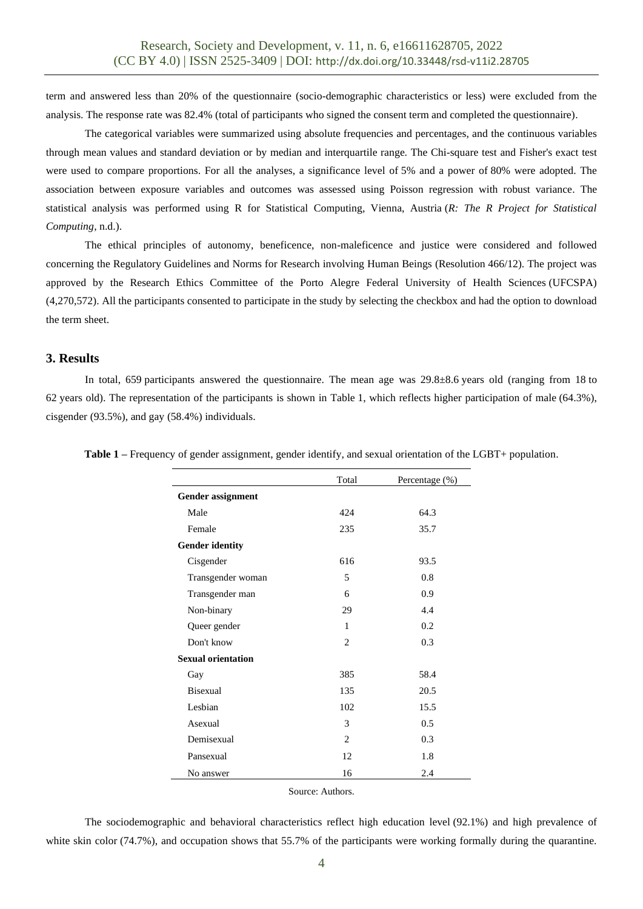term and answered less than 20% of the questionnaire (socio-demographic characteristics or less) were excluded from the analysis. The response rate was 82.4% (total of participants who signed the consent term and completed the questionnaire).

The categorical variables were summarized using absolute frequencies and percentages, and the continuous variables through mean values and standard deviation or by median and interquartile range. The Chi-square test and Fisher's exact test were used to compare proportions. For all the analyses, a significance level of 5% and a power of 80% were adopted. The association between exposure variables and outcomes was assessed using Poisson regression with robust variance. The statistical analysis was performed using R for Statistical Computing, Vienna, Austria (*R: The R Project for Statistical Computing*, n.d.).

The ethical principles of autonomy, beneficence, non-maleficence and justice were considered and followed concerning the Regulatory Guidelines and Norms for Research involving Human Beings (Resolution 466/12). The project was approved by the Research Ethics Committee of the Porto Alegre Federal University of Health Sciences (UFCSPA) (4,270,572). All the participants consented to participate in the study by selecting the checkbox and had the option to download the term sheet.

## 3. Results

In total, 659 participants answered the questionnaire. The mean age was 29.8±8.6 years old (ranging from 18 to 62 years old). The representation of the participants is shown in Table 1, which reflects higher participation of male (64.3%), cisgender (93.5%), and gay (58.4%) individuals.

**Table 1** – Frequency of gender assignment, gender identify, and sexual orientation of the LGBT+ population.

| | Total | Percentage (%) |
|---|---|---|
| **Gender assignment** | | |
| Male | 424 | 64.3 |
| Female | 235 | 35.7 |
| **Gender identity** | | |
| Cisgender | 616 | 93.5 |
| Transgender woman | 5 | 0.8 |
| Transgender man | 6 | 0.9 |
| Non-binary | 29 | 4.4 |
| Queer gender | 1 | 0.2 |
| Don't know | 2 | 0.3 |
| **Sexual orientation** | | |
| Gay | 385 | 58.4 |
| Bisexual | 135 | 20.5 |
| Lesbian | 102 | 15.5 |
| Asexual | 3 | 0.5 |
| Demisexual | 2 | 0.3 |
| Pansexual | 12 | 1.8 |
| No answer | 16 | 2.4 |

Source: Authors.

The sociodemographic and behavioral characteristics reflect high education level (92.1%) and high prevalence of white skin color (74.7%), and occupation shows that 55.7% of the participants were working formally during the quarantine.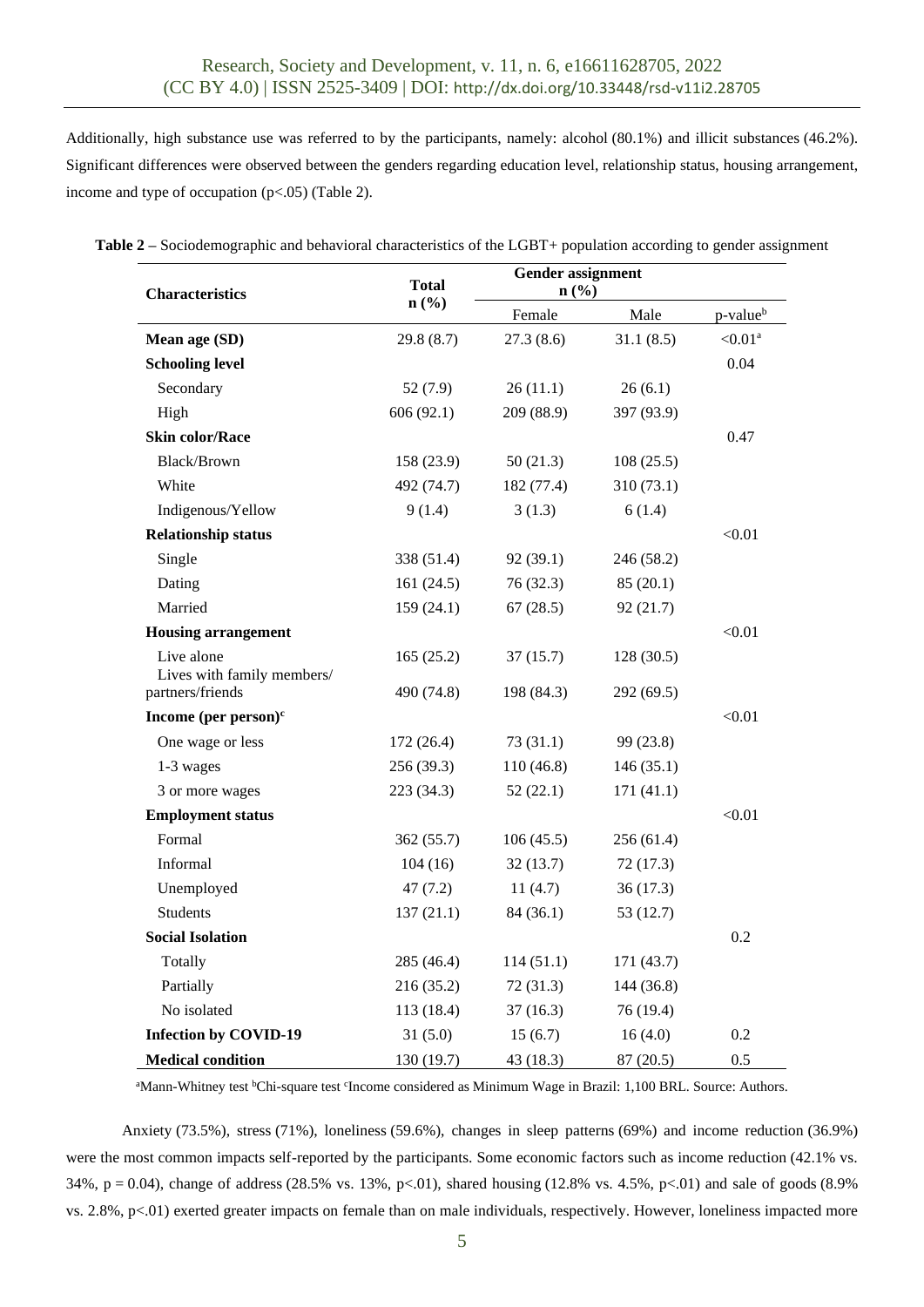Additionally, high substance use was referred to by the participants, namely: alcohol (80.1%) and illicit substances (46.2%). Significant differences were observed between the genders regarding education level, relationship status, housing arrangement, income and type of occupation (p<.05) (Table 2).

**Table 2 –** Sociodemographic and behavioral characteristics of the LGBT+ population according to gender assignment

| Characteristics | Total n (%) | Gender assignment n (%) | | |
|---|---|---|---|---|
| | | Female | Male | p-value[b] |
| **Mean age (SD)** | 29.8 (8.7) | 27.3 (8.6) | 31.1 (8.5) | <0.01[a] |
| **Schooling level** | | | | 0.04 |
| Secondary | 52 (7.9) | 26 (11.1) | 26 (6.1) | |
| High | 606 (92.1) | 209 (88.9) | 397 (93.9) | |
| **Skin color/Race** | | | | 0.47 |
| Black/Brown | 158 (23.9) | 50 (21.3) | 108 (25.5) | |
| White | 492 (74.7) | 182 (77.4) | 310 (73.1) | |
| Indigenous/Yellow | 9 (1.4) | 3 (1.3) | 6 (1.4) | |
| **Relationship status** | | | | <0.01 |
| Single | 338 (51.4) | 92 (39.1) | 246 (58.2) | |
| Dating | 161 (24.5) | 76 (32.3) | 85 (20.1) | |
| Married | 159 (24.1) | 67 (28.5) | 92 (21.7) | |
| **Housing arrangement** | | | | <0.01 |
| Live alone | 165 (25.2) | 37 (15.7) | 128 (30.5) | |
| Lives with family members/ partners/friends | 490 (74.8) | 198 (84.3) | 292 (69.5) | |
| **Income (per person)[c]** | | | | <0.01 |
| One wage or less | 172 (26.4) | 73 (31.1) | 99 (23.8) | |
| 1-3 wages | 256 (39.3) | 110 (46.8) | 146 (35.1) | |
| 3 or more wages | 223 (34.3) | 52 (22.1) | 171 (41.1) | |
| **Employment status** | | | | <0.01 |
| Formal | 362 (55.7) | 106 (45.5) | 256 (61.4) | |
| Informal | 104 (16) | 32 (13.7) | 72 (17.3) | |
| Unemployed | 47 (7.2) | 11 (4.7) | 36 (17.3) | |
| Students | 137 (21.1) | 84 (36.1) | 53 (12.7) | |
| **Social Isolation** | | | | 0.2 |
| Totally | 285 (46.4) | 114 (51.1) | 171 (43.7) | |
| Partially | 216 (35.2) | 72 (31.3) | 144 (36.8) | |
| No isolated | 113 (18.4) | 37 (16.3) | 76 (19.4) | |
| **Infection by COVID-19** | 31 (5.0) | 15 (6.7) | 16 (4.0) | 0.2 |
| **Medical condition** | 130 (19.7) | 43 (18.3) | 87 (20.5) | 0.5 |

[a]Mann-Whitney test [b]Chi-square test [c]Income considered as Minimum Wage in Brazil: 1,100 BRL. Source: Authors.

Anxiety (73.5%), stress (71%), loneliness (59.6%), changes in sleep patterns (69%) and income reduction (36.9%) were the most common impacts self-reported by the participants. Some economic factors such as income reduction (42.1% vs. 34%, p = 0.04), change of address (28.5% vs. 13%, p<.01), shared housing (12.8% vs. 4.5%, p<.01) and sale of goods (8.9% vs. 2.8%, p<.01) exerted greater impacts on female than on male individuals, respectively. However, loneliness impacted more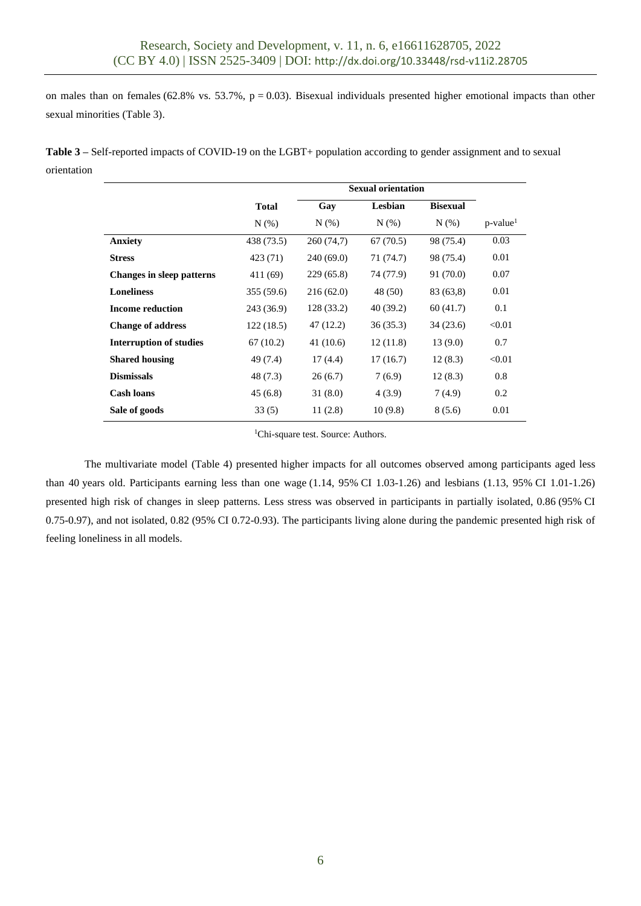on males than on females (62.8% vs. 53.7%, $p = 0.03$). Bisexual individuals presented higher emotional impacts than other sexual minorities (Table 3).

**Table 3** – Self-reported impacts of COVID-19 on the LGBT+ population according to gender assignment and to sexual orientation

| | **Total** | **Sexual orientation** | | | |
|---|---|---|---|---|---|
| | | **Gay** | **Lesbian** | **Bisexual** | |
| | N (%) | N (%) | N (%) | N (%) | p-value[1] |
| **Anxiety** | 438 (73.5) | 260 (74,7) | 67 (70.5) | 98 (75.4) | 0.03 |
| **Stress** | 423 (71) | 240 (69.0) | 71 (74.7) | 98 (75.4) | 0.01 |
| **Changes in sleep patterns** | 411 (69) | 229 (65.8) | 74 (77.9) | 91 (70.0) | 0.07 |
| **Loneliness** | 355 (59.6) | 216 (62.0) | 48 (50) | 83 (63,8) | 0.01 |
| **Income reduction** | 243 (36.9) | 128 (33.2) | 40 (39.2) | 60 (41.7) | 0.1 |
| **Change of address** | 122 (18.5) | 47 (12.2) | 36 (35.3) | 34 (23.6) | <0.01 |
| **Interruption of studies** | 67 (10.2) | 41 (10.6) | 12 (11.8) | 13 (9.0) | 0.7 |
| **Shared housing** | 49 (7.4) | 17 (4.4) | 17 (16.7) | 12 (8.3) | <0.01 |
| **Dismissals** | 48 (7.3) | 26 (6.7) | 7 (6.9) | 12 (8.3) | 0.8 |
| **Cash loans** | 45 (6.8) | 31 (8.0) | 4 (3.9) | 7 (4.9) | 0.2 |
| **Sale of goods** | 33 (5) | 11 (2.8) | 10 (9.8) | 8 (5.6) | 0.01 |

[1]Chi-square test. Source: Authors.

The multivariate model (Table 4) presented higher impacts for all outcomes observed among participants aged less than 40 years old. Participants earning less than one wage (1.14, 95% CI 1.03-1.26) and lesbians (1.13, 95% CI 1.01-1.26) presented high risk of changes in sleep patterns. Less stress was observed in participants in partially isolated, 0.86 (95% CI 0.75-0.97), and not isolated, 0.82 (95% CI 0.72-0.93). The participants living alone during the pandemic presented high risk of feeling loneliness in all models.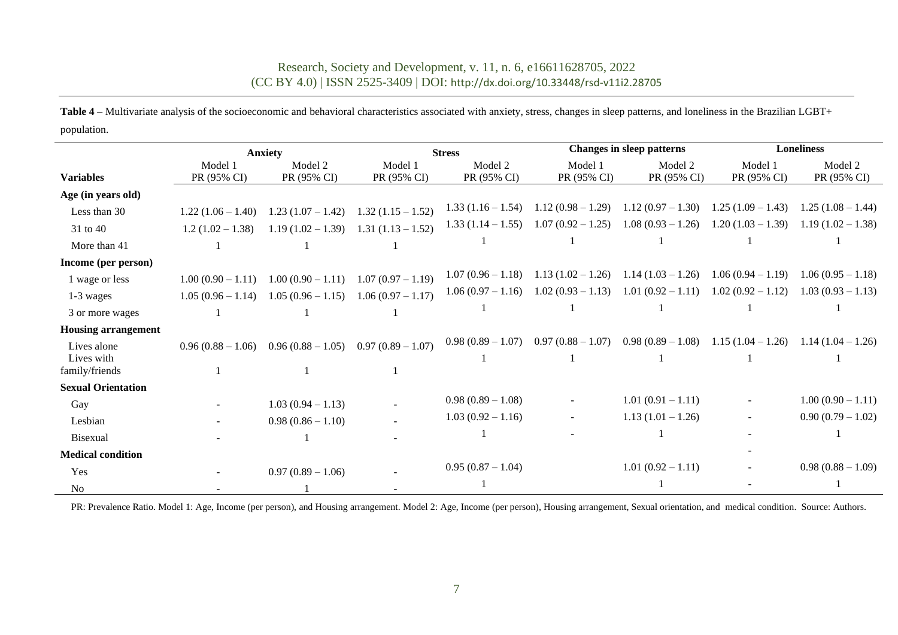**Table 4 –** Multivariate analysis of the socioeconomic and behavioral characteristics associated with anxiety, stress, changes in sleep patterns, and loneliness in the Brazilian LGBT+ population.

| | Anxiety | | Stress | | Changes in sleep patterns | | Loneliness | |
|---|---|---|---|---|---|---|---|---|
| **Variables** | Model 1 PR (95% CI) | Model 2 PR (95% CI) | Model 1 PR (95% CI) | Model 2 PR (95% CI) | Model 1 PR (95% CI) | Model 2 PR (95% CI) | Model 1 PR (95% CI) | Model 2 PR (95% CI) |
| **Age (in years old)** | | | | | | | | |
| Less than 30 | 1.22 (1.06 – 1.40) | 1.23 (1.07 – 1.42) | 1.32 (1.15 – 1.52) | 1.33 (1.16 – 1.54) | 1.12 (0.98 – 1.29) | 1.12 (0.97 – 1.30) | 1.25 (1.09 – 1.43) | 1.25 (1.08 – 1.44) |
| 31 to 40 | 1.2 (1.02 – 1.38) | 1.19 (1.02 – 1.39) | 1.31 (1.13 – 1.52) | 1.33 (1.14 – 1.55) | 1.07 (0.92 – 1.25) | 1.08 (0.93 – 1.26) | 1.20 (1.03 – 1.39) | 1.19 (1.02 – 1.38) |
| More than 41 | 1 | 1 | 1 | 1 | 1 | 1 | 1 | 1 |
| **Income (per person)** | | | | | | | | |
| 1 wage or less | 1.00 (0.90 – 1.11) | 1.00 (0.90 – 1.11) | 1.07 (0.97 – 1.19) | 1.07 (0.96 – 1.18) | 1.13 (1.02 – 1.26) | 1.14 (1.03 – 1.26) | 1.06 (0.94 – 1.19) | 1.06 (0.95 – 1.18) |
| 1-3 wages | 1.05 (0.96 – 1.14) | 1.05 (0.96 – 1.15) | 1.06 (0.97 – 1.17) | 1.06 (0.97 – 1.16) | 1.02 (0.93 – 1.13) | 1.01 (0.92 – 1.11) | 1.02 (0.92 – 1.12) | 1.03 (0.93 – 1.13) |
| 3 or more wages | 1 | 1 | 1 | 1 | 1 | 1 | 1 | 1 |
| **Housing arrangement** | | | | | | | | |
| Lives alone | 0.96 (0.88 – 1.06) | 0.96 (0.88 – 1.05) | 0.97 (0.89 – 1.07) | 0.98 (0.89 – 1.07) | 0.97 (0.88 – 1.07) | 0.98 (0.89 – 1.08) | 1.15 (1.04 – 1.26) | 1.14 (1.04 – 1.26) |
| Lives with family/friends | 1 | 1 | 1 | 1 | 1 | 1 | 1 | 1 |
| **Sexual Orientation** | | | | | | | | |
| Gay | - | 1.03 (0.94 – 1.13) | - | 0.98 (0.89 – 1.08) | - | 1.01 (0.91 – 1.11) | - | 1.00 (0.90 – 1.11) |
| Lesbian | - | 0.98 (0.86 – 1.10) | - | 1.03 (0.92 – 1.16) | - | 1.13 (1.01 – 1.26) | - | 0.90 (0.79 – 1.02) |
| Bisexual | - | 1 | - | 1 | - | 1 | - | 1 |
| **Medical condition** | | | | | | | - | |
| Yes | - | 0.97 (0.89 – 1.06) | - | 0.95 (0.87 – 1.04) | | 1.01 (0.92 – 1.11) | - | 0.98 (0.88 – 1.09) |
| No | - | 1 | - | 1 | | 1 | - | 1 |

PR: Prevalence Ratio. Model 1: Age, Income (per person), and Housing arrangement. Model 2: Age, Income (per person), Housing arrangement, Sexual orientation, and medical condition. Source: Authors.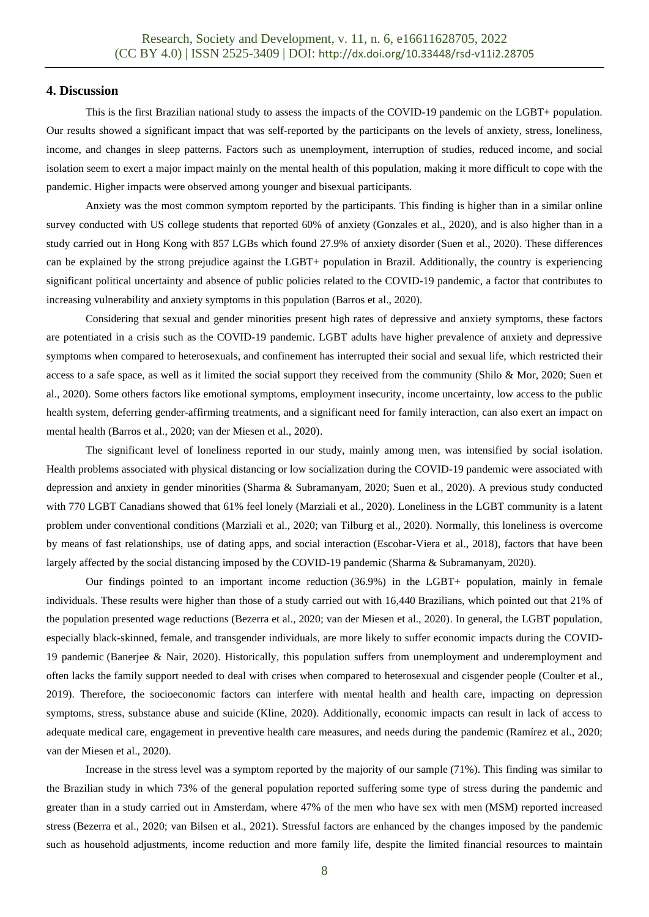## 4. Discussion

This is the first Brazilian national study to assess the impacts of the COVID-19 pandemic on the LGBT+ population. Our results showed a significant impact that was self-reported by the participants on the levels of anxiety, stress, loneliness, income, and changes in sleep patterns. Factors such as unemployment, interruption of studies, reduced income, and social isolation seem to exert a major impact mainly on the mental health of this population, making it more difficult to cope with the pandemic. Higher impacts were observed among younger and bisexual participants.

Anxiety was the most common symptom reported by the participants. This finding is higher than in a similar online survey conducted with US college students that reported 60% of anxiety (Gonzales et al., 2020), and is also higher than in a study carried out in Hong Kong with 857 LGBs which found 27.9% of anxiety disorder (Suen et al., 2020). These differences can be explained by the strong prejudice against the LGBT+ population in Brazil. Additionally, the country is experiencing significant political uncertainty and absence of public policies related to the COVID-19 pandemic, a factor that contributes to increasing vulnerability and anxiety symptoms in this population (Barros et al., 2020).

Considering that sexual and gender minorities present high rates of depressive and anxiety symptoms, these factors are potentiated in a crisis such as the COVID-19 pandemic. LGBT adults have higher prevalence of anxiety and depressive symptoms when compared to heterosexuals, and confinement has interrupted their social and sexual life, which restricted their access to a safe space, as well as it limited the social support they received from the community (Shilo & Mor, 2020; Suen et al., 2020). Some others factors like emotional symptoms, employment insecurity, income uncertainty, low access to the public health system, deferring gender-affirming treatments, and a significant need for family interaction, can also exert an impact on mental health (Barros et al., 2020; van der Miesen et al., 2020).

The significant level of loneliness reported in our study, mainly among men, was intensified by social isolation. Health problems associated with physical distancing or low socialization during the COVID-19 pandemic were associated with depression and anxiety in gender minorities (Sharma & Subramanyam, 2020; Suen et al., 2020). A previous study conducted with 770 LGBT Canadians showed that 61% feel lonely (Marziali et al., 2020). Loneliness in the LGBT community is a latent problem under conventional conditions (Marziali et al., 2020; van Tilburg et al., 2020). Normally, this loneliness is overcome by means of fast relationships, use of dating apps, and social interaction (Escobar-Viera et al., 2018), factors that have been largely affected by the social distancing imposed by the COVID-19 pandemic (Sharma & Subramanyam, 2020).

Our findings pointed to an important income reduction (36.9%) in the LGBT+ population, mainly in female individuals. These results were higher than those of a study carried out with 16,440 Brazilians, which pointed out that 21% of the population presented wage reductions (Bezerra et al., 2020; van der Miesen et al., 2020). In general, the LGBT population, especially black-skinned, female, and transgender individuals, are more likely to suffer economic impacts during the COVID-19 pandemic (Banerjee & Nair, 2020). Historically, this population suffers from unemployment and underemployment and often lacks the family support needed to deal with crises when compared to heterosexual and cisgender people (Coulter et al., 2019). Therefore, the socioeconomic factors can interfere with mental health and health care, impacting on depression symptoms, stress, substance abuse and suicide (Kline, 2020). Additionally, economic impacts can result in lack of access to adequate medical care, engagement in preventive health care measures, and needs during the pandemic (Ramírez et al., 2020; van der Miesen et al., 2020).

Increase in the stress level was a symptom reported by the majority of our sample (71%). This finding was similar to the Brazilian study in which 73% of the general population reported suffering some type of stress during the pandemic and greater than in a study carried out in Amsterdam, where 47% of the men who have sex with men (MSM) reported increased stress (Bezerra et al., 2020; van Bilsen et al., 2021). Stressful factors are enhanced by the changes imposed by the pandemic such as household adjustments, income reduction and more family life, despite the limited financial resources to maintain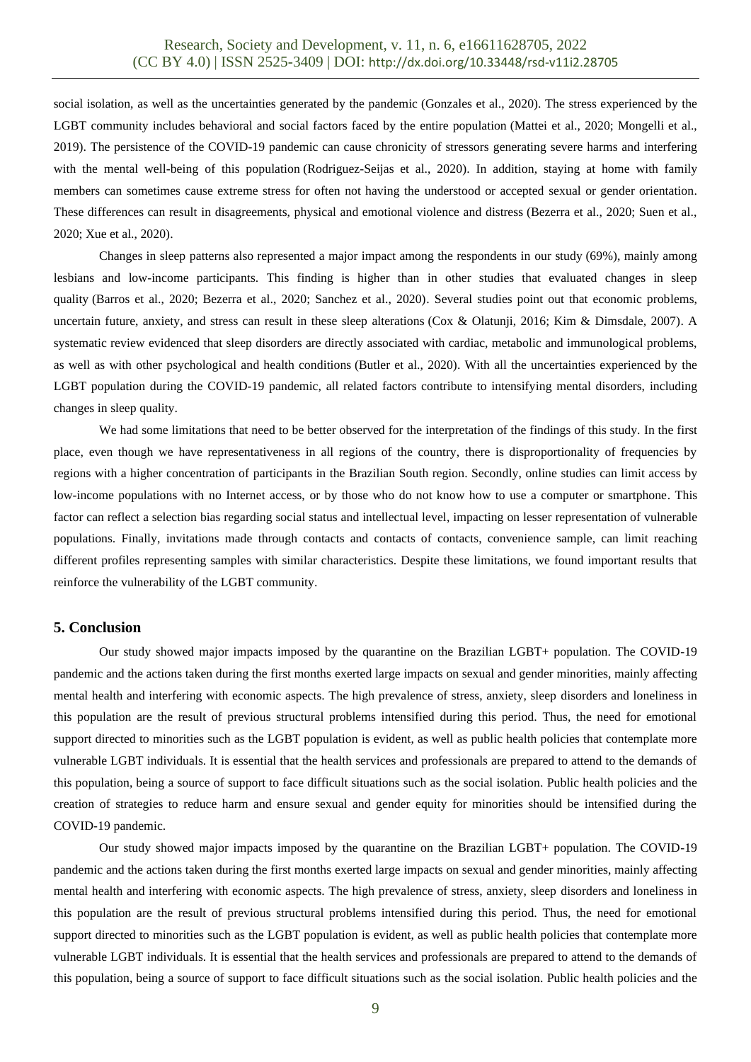social isolation, as well as the uncertainties generated by the pandemic (Gonzales et al., 2020). The stress experienced by the LGBT community includes behavioral and social factors faced by the entire population (Mattei et al., 2020; Mongelli et al., 2019). The persistence of the COVID-19 pandemic can cause chronicity of stressors generating severe harms and interfering with the mental well-being of this population (Rodriguez-Seijas et al., 2020). In addition, staying at home with family members can sometimes cause extreme stress for often not having the understood or accepted sexual or gender orientation. These differences can result in disagreements, physical and emotional violence and distress (Bezerra et al., 2020; Suen et al., 2020; Xue et al., 2020).

Changes in sleep patterns also represented a major impact among the respondents in our study (69%), mainly among lesbians and low-income participants. This finding is higher than in other studies that evaluated changes in sleep quality (Barros et al., 2020; Bezerra et al., 2020; Sanchez et al., 2020). Several studies point out that economic problems, uncertain future, anxiety, and stress can result in these sleep alterations (Cox & Olatunji, 2016; Kim & Dimsdale, 2007). A systematic review evidenced that sleep disorders are directly associated with cardiac, metabolic and immunological problems, as well as with other psychological and health conditions (Butler et al., 2020). With all the uncertainties experienced by the LGBT population during the COVID-19 pandemic, all related factors contribute to intensifying mental disorders, including changes in sleep quality.

We had some limitations that need to be better observed for the interpretation of the findings of this study. In the first place, even though we have representativeness in all regions of the country, there is disproportionality of frequencies by regions with a higher concentration of participants in the Brazilian South region. Secondly, online studies can limit access by low-income populations with no Internet access, or by those who do not know how to use a computer or smartphone. This factor can reflect a selection bias regarding social status and intellectual level, impacting on lesser representation of vulnerable populations. Finally, invitations made through contacts and contacts of contacts, convenience sample, can limit reaching different profiles representing samples with similar characteristics. Despite these limitations, we found important results that reinforce the vulnerability of the LGBT community.

## 5. Conclusion

Our study showed major impacts imposed by the quarantine on the Brazilian LGBT+ population. The COVID-19 pandemic and the actions taken during the first months exerted large impacts on sexual and gender minorities, mainly affecting mental health and interfering with economic aspects. The high prevalence of stress, anxiety, sleep disorders and loneliness in this population are the result of previous structural problems intensified during this period. Thus, the need for emotional support directed to minorities such as the LGBT population is evident, as well as public health policies that contemplate more vulnerable LGBT individuals. It is essential that the health services and professionals are prepared to attend to the demands of this population, being a source of support to face difficult situations such as the social isolation. Public health policies and the creation of strategies to reduce harm and ensure sexual and gender equity for minorities should be intensified during the COVID-19 pandemic.

Our study showed major impacts imposed by the quarantine on the Brazilian LGBT+ population. The COVID-19 pandemic and the actions taken during the first months exerted large impacts on sexual and gender minorities, mainly affecting mental health and interfering with economic aspects. The high prevalence of stress, anxiety, sleep disorders and loneliness in this population are the result of previous structural problems intensified during this period. Thus, the need for emotional support directed to minorities such as the LGBT population is evident, as well as public health policies that contemplate more vulnerable LGBT individuals. It is essential that the health services and professionals are prepared to attend to the demands of this population, being a source of support to face difficult situations such as the social isolation. Public health policies and the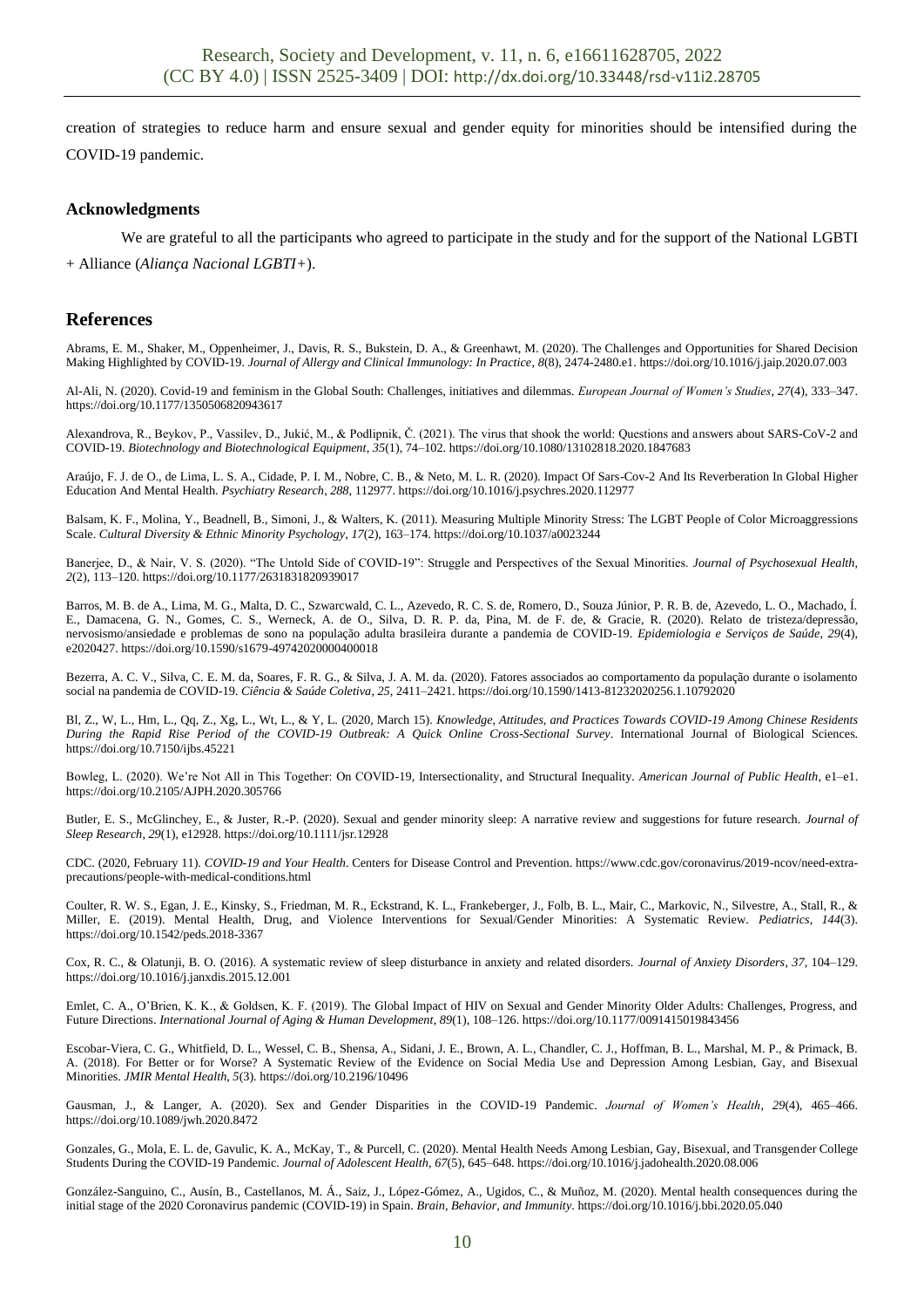creation of strategies to reduce harm and ensure sexual and gender equity for minorities should be intensified during the COVID-19 pandemic.

### Acknowledgments

We are grateful to all the participants who agreed to participate in the study and for the support of the National LGBTI + Alliance (*Aliança Nacional LGBTI+*).

## References

Abrams, E. M., Shaker, M., Oppenheimer, J., Davis, R. S., Bukstein, D. A., & Greenhawt, M. (2020). The Challenges and Opportunities for Shared Decision Making Highlighted by COVID-19. *Journal of Allergy and Clinical Immunology: In Practice*, *8*(8), 2474-2480.e1. https://doi.org/10.1016/j.jaip.2020.07.003

Al-Ali, N. (2020). Covid-19 and feminism in the Global South: Challenges, initiatives and dilemmas. *European Journal of Women's Studies*, *27*(4), 333–347. https://doi.org/10.1177/1350506820943617

Alexandrova, R., Beykov, P., Vassilev, D., Jukić, M., & Podlipnik, Č. (2021). The virus that shook the world: Questions and answers about SARS-CoV-2 and COVID-19. *Biotechnology and Biotechnological Equipment*, *35*(1), 74–102. https://doi.org/10.1080/13102818.2020.1847683

Araújo, F. J. de O., de Lima, L. S. A., Cidade, P. I. M., Nobre, C. B., & Neto, M. L. R. (2020). Impact Of Sars-Cov-2 And Its Reverberation In Global Higher Education And Mental Health. *Psychiatry Research*, *288*, 112977. https://doi.org/10.1016/j.psychres.2020.112977

Balsam, K. F., Molina, Y., Beadnell, B., Simoni, J., & Walters, K. (2011). Measuring Multiple Minority Stress: The LGBT People of Color Microaggressions Scale. *Cultural Diversity & Ethnic Minority Psychology*, *17*(2), 163–174. https://doi.org/10.1037/a0023244

Banerjee, D., & Nair, V. S. (2020). "The Untold Side of COVID-19": Struggle and Perspectives of the Sexual Minorities. *Journal of Psychosexual Health*, *2*(2), 113–120. https://doi.org/10.1177/2631831820939017

Barros, M. B. de A., Lima, M. G., Malta, D. C., Szwarcwald, C. L., Azevedo, R. C. S. de, Romero, D., Souza Júnior, P. R. B. de, Azevedo, L. O., Machado, Í. E., Damacena, G. N., Gomes, C. S., Werneck, A. de O., Silva, D. R. P. da, Pina, M. de F. de, & Gracie, R. (2020). Relato de tristeza/depressão, nervosismo/ansiedade e problemas de sono na população adulta brasileira durante a pandemia de COVID-19. *Epidemiologia e Serviços de Saúde*, *29*(4), e2020427. https://doi.org/10.1590/s1679-49742020000400018

Bezerra, A. C. V., Silva, C. E. M. da, Soares, F. R. G., & Silva, J. A. M. da. (2020). Fatores associados ao comportamento da população durante o isolamento social na pandemia de COVID-19. *Ciência & Saúde Coletiva*, *25*, 2411–2421. https://doi.org/10.1590/1413-81232020256.1.10792020

Bl, Z., W, L., Hm, L., Qq, Z., Xg, L., Wt, L., & Y, L. (2020, March 15). *Knowledge, Attitudes, and Practices Towards COVID-19 Among Chinese Residents During the Rapid Rise Period of the COVID-19 Outbreak: A Quick Online Cross-Sectional Survey*. International Journal of Biological Sciences. https://doi.org/10.7150/ijbs.45221

Bowleg, L. (2020). We're Not All in This Together: On COVID-19, Intersectionality, and Structural Inequality. *American Journal of Public Health*, e1–e1. https://doi.org/10.2105/AJPH.2020.305766

Butler, E. S., McGlinchey, E., & Juster, R.-P. (2020). Sexual and gender minority sleep: A narrative review and suggestions for future research. *Journal of Sleep Research*, *29*(1), e12928. https://doi.org/10.1111/jsr.12928

CDC. (2020, February 11). *COVID-19 and Your Health*. Centers for Disease Control and Prevention. https://www.cdc.gov/coronavirus/2019-ncov/need-extra-precautions/people-with-medical-conditions.html

Coulter, R. W. S., Egan, J. E., Kinsky, S., Friedman, M. R., Eckstrand, K. L., Frankeberger, J., Folb, B. L., Mair, C., Markovic, N., Silvestre, A., Stall, R., & Miller, E. (2019). Mental Health, Drug, and Violence Interventions for Sexual/Gender Minorities: A Systematic Review. *Pediatrics*, *144*(3). https://doi.org/10.1542/peds.2018-3367

Cox, R. C., & Olatunji, B. O. (2016). A systematic review of sleep disturbance in anxiety and related disorders. *Journal of Anxiety Disorders*, *37*, 104–129. https://doi.org/10.1016/j.janxdis.2015.12.001

Emlet, C. A., O'Brien, K. K., & Goldsen, K. F. (2019). The Global Impact of HIV on Sexual and Gender Minority Older Adults: Challenges, Progress, and Future Directions. *International Journal of Aging & Human Development*, *89*(1), 108–126. https://doi.org/10.1177/0091415019843456

Escobar-Viera, C. G., Whitfield, D. L., Wessel, C. B., Shensa, A., Sidani, J. E., Brown, A. L., Chandler, C. J., Hoffman, B. L., Marshal, M. P., & Primack, B. A. (2018). For Better or for Worse? A Systematic Review of the Evidence on Social Media Use and Depression Among Lesbian, Gay, and Bisexual Minorities. *JMIR Mental Health*, *5*(3). https://doi.org/10.2196/10496

Gausman, J., & Langer, A. (2020). Sex and Gender Disparities in the COVID-19 Pandemic. *Journal of Women's Health*, *29*(4), 465–466. https://doi.org/10.1089/jwh.2020.8472

Gonzales, G., Mola, E. L. de, Gavulic, K. A., McKay, T., & Purcell, C. (2020). Mental Health Needs Among Lesbian, Gay, Bisexual, and Transgender College Students During the COVID-19 Pandemic. *Journal of Adolescent Health*, *67*(5), 645–648. https://doi.org/10.1016/j.jadohealth.2020.08.006

González-Sanguino, C., Ausín, B., Castellanos, M. Á., Saiz, J., López-Gómez, A., Ugidos, C., & Muñoz, M. (2020). Mental health consequences during the initial stage of the 2020 Coronavirus pandemic (COVID-19) in Spain. *Brain, Behavior, and Immunity*. https://doi.org/10.1016/j.bbi.2020.05.040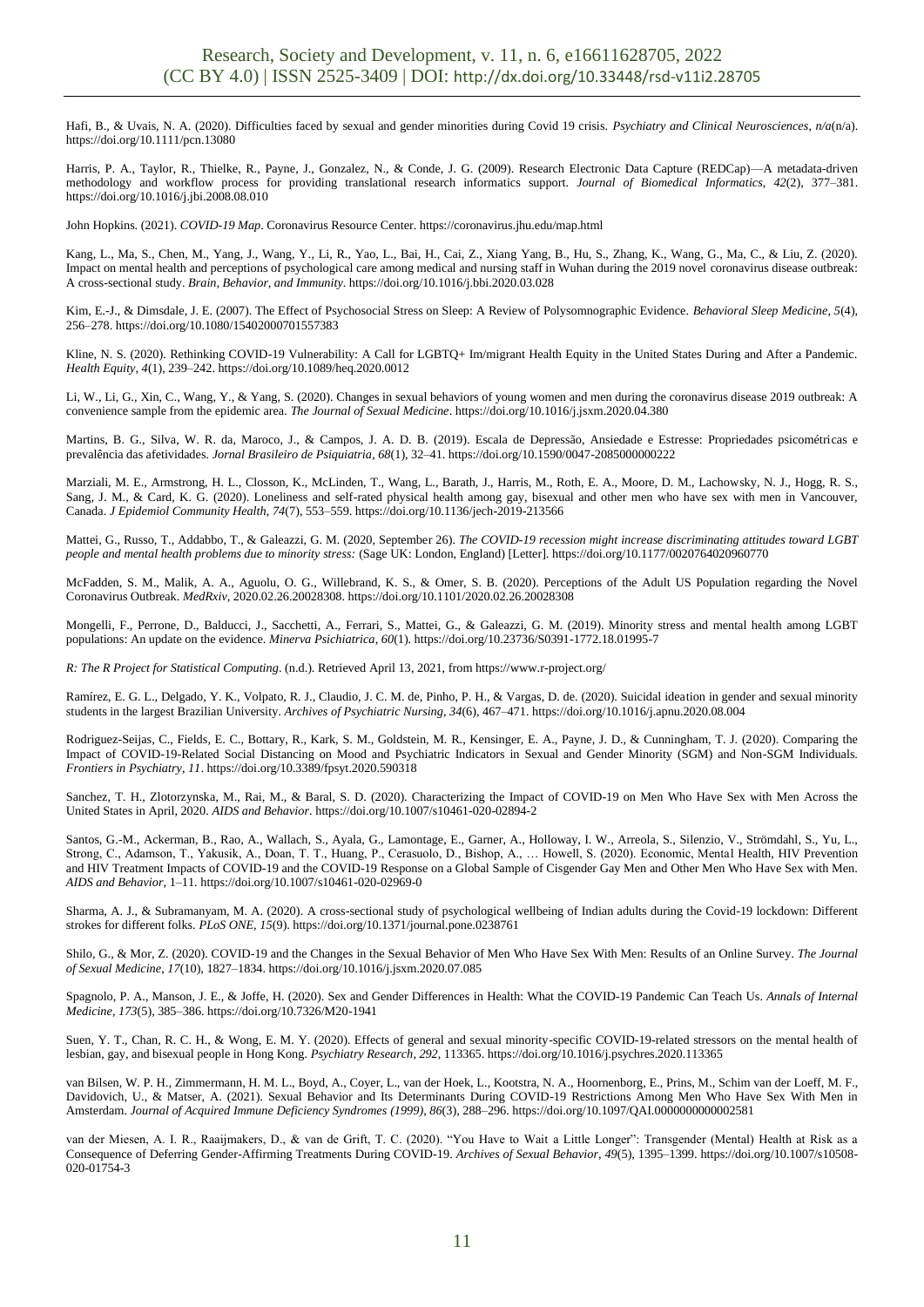Hafi, B., & Uvais, N. A. (2020). Difficulties faced by sexual and gender minorities during Covid 19 crisis. *Psychiatry and Clinical Neurosciences*, *n/a*(n/a). https://doi.org/10.1111/pcn.13080

Harris, P. A., Taylor, R., Thielke, R., Payne, J., Gonzalez, N., & Conde, J. G. (2009). Research Electronic Data Capture (REDCap)—A metadata-driven methodology and workflow process for providing translational research informatics support. *Journal of Biomedical Informatics*, *42*(2), 377–381. https://doi.org/10.1016/j.jbi.2008.08.010

John Hopkins. (2021). *COVID-19 Map*. Coronavirus Resource Center. https://coronavirus.jhu.edu/map.html

Kang, L., Ma, S., Chen, M., Yang, J., Wang, Y., Li, R., Yao, L., Bai, H., Cai, Z., Xiang Yang, B., Hu, S., Zhang, K., Wang, G., Ma, C., & Liu, Z. (2020). Impact on mental health and perceptions of psychological care among medical and nursing staff in Wuhan during the 2019 novel coronavirus disease outbreak: A cross-sectional study. *Brain, Behavior, and Immunity*. https://doi.org/10.1016/j.bbi.2020.03.028

Kim, E.-J., & Dimsdale, J. E. (2007). The Effect of Psychosocial Stress on Sleep: A Review of Polysomnographic Evidence. *Behavioral Sleep Medicine*, *5*(4), 256–278. https://doi.org/10.1080/15402000701557383

Kline, N. S. (2020). Rethinking COVID-19 Vulnerability: A Call for LGBTQ+ Im/migrant Health Equity in the United States During and After a Pandemic. *Health Equity*, *4*(1), 239–242. https://doi.org/10.1089/heq.2020.0012

Li, W., Li, G., Xin, C., Wang, Y., & Yang, S. (2020). Changes in sexual behaviors of young women and men during the coronavirus disease 2019 outbreak: A convenience sample from the epidemic area. *The Journal of Sexual Medicine*. https://doi.org/10.1016/j.jsxm.2020.04.380

Martins, B. G., Silva, W. R. da, Maroco, J., & Campos, J. A. D. B. (2019). Escala de Depressão, Ansiedade e Estresse: Propriedades psicométricas e prevalência das afetividades. *Jornal Brasileiro de Psiquiatria*, *68*(1), 32–41. https://doi.org/10.1590/0047-2085000000222

Marziali, M. E., Armstrong, H. L., Closson, K., McLinden, T., Wang, L., Barath, J., Harris, M., Roth, E. A., Moore, D. M., Lachowsky, N. J., Hogg, R. S., Sang, J. M., & Card, K. G. (2020). Loneliness and self-rated physical health among gay, bisexual and other men who have sex with men in Vancouver, Canada. *J Epidemiol Community Health*, *74*(7), 553–559. https://doi.org/10.1136/jech-2019-213566

Mattei, G., Russo, T., Addabbo, T., & Galeazzi, G. M. (2020, September 26). *The COVID-19 recession might increase discriminating attitudes toward LGBT people and mental health problems due to minority stress:* (Sage UK: London, England) [Letter]. https://doi.org/10.1177/0020764020960770

McFadden, S. M., Malik, A. A., Aguolu, O. G., Willebrand, K. S., & Omer, S. B. (2020). Perceptions of the Adult US Population regarding the Novel Coronavirus Outbreak. *MedRxiv*, 2020.02.26.20028308. https://doi.org/10.1101/2020.02.26.20028308

Mongelli, F., Perrone, D., Balducci, J., Sacchetti, A., Ferrari, S., Mattei, G., & Galeazzi, G. M. (2019). Minority stress and mental health among LGBT populations: An update on the evidence. *Minerva Psichiatrica*, *60*(1). https://doi.org/10.23736/S0391-1772.18.01995-7

*R: The R Project for Statistical Computing*. (n.d.). Retrieved April 13, 2021, from https://www.r-project.org/

Ramírez, E. G. L., Delgado, Y. K., Volpato, R. J., Claudio, J. C. M. de, Pinho, P. H., & Vargas, D. de. (2020). Suicidal ideation in gender and sexual minority students in the largest Brazilian University. *Archives of Psychiatric Nursing*, *34*(6), 467–471. https://doi.org/10.1016/j.apnu.2020.08.004

Rodriguez-Seijas, C., Fields, E. C., Bottary, R., Kark, S. M., Goldstein, M. R., Kensinger, E. A., Payne, J. D., & Cunningham, T. J. (2020). Comparing the Impact of COVID-19-Related Social Distancing on Mood and Psychiatric Indicators in Sexual and Gender Minority (SGM) and Non-SGM Individuals. *Frontiers in Psychiatry*, *11*. https://doi.org/10.3389/fpsyt.2020.590318

Sanchez, T. H., Zlotorzynska, M., Rai, M., & Baral, S. D. (2020). Characterizing the Impact of COVID-19 on Men Who Have Sex with Men Across the United States in April, 2020. *AIDS and Behavior*. https://doi.org/10.1007/s10461-020-02894-2

Santos, G.-M., Ackerman, B., Rao, A., Wallach, S., Ayala, G., Lamontage, E., Garner, A., Holloway, I. W., Arreola, S., Silenzio, V., Strömdahl, S., Yu, L., Strong, C., Adamson, T., Yakusik, A., Doan, T. T., Huang, P., Cerasuolo, D., Bishop, A., … Howell, S. (2020). Economic, Mental Health, HIV Prevention and HIV Treatment Impacts of COVID-19 and the COVID-19 Response on a Global Sample of Cisgender Gay Men and Other Men Who Have Sex with Men. *AIDS and Behavior*, 1–11. https://doi.org/10.1007/s10461-020-02969-0

Sharma, A. J., & Subramanyam, M. A. (2020). A cross-sectional study of psychological wellbeing of Indian adults during the Covid-19 lockdown: Different strokes for different folks. *PLoS ONE*, *15*(9). https://doi.org/10.1371/journal.pone.0238761

Shilo, G., & Mor, Z. (2020). COVID-19 and the Changes in the Sexual Behavior of Men Who Have Sex With Men: Results of an Online Survey. *The Journal of Sexual Medicine*, *17*(10), 1827–1834. https://doi.org/10.1016/j.jsxm.2020.07.085

Spagnolo, P. A., Manson, J. E., & Joffe, H. (2020). Sex and Gender Differences in Health: What the COVID-19 Pandemic Can Teach Us. *Annals of Internal Medicine*, *173*(5), 385–386. https://doi.org/10.7326/M20-1941

Suen, Y. T., Chan, R. C. H., & Wong, E. M. Y. (2020). Effects of general and sexual minority-specific COVID-19-related stressors on the mental health of lesbian, gay, and bisexual people in Hong Kong. *Psychiatry Research*, *292*, 113365. https://doi.org/10.1016/j.psychres.2020.113365

van Bilsen, W. P. H., Zimmermann, H. M. L., Boyd, A., Coyer, L., van der Hoek, L., Kootstra, N. A., Hoornenborg, E., Prins, M., Schim van der Loeff, M. F., Davidovich, U., & Matser, A. (2021). Sexual Behavior and Its Determinants During COVID-19 Restrictions Among Men Who Have Sex With Men in Amsterdam. *Journal of Acquired Immune Deficiency Syndromes (1999)*, *86*(3), 288–296. https://doi.org/10.1097/QAI.0000000000002581

van der Miesen, A. I. R., Raaijmakers, D., & van de Grift, T. C. (2020). "You Have to Wait a Little Longer": Transgender (Mental) Health at Risk as a Consequence of Deferring Gender-Affirming Treatments During COVID-19. *Archives of Sexual Behavior*, *49*(5), 1395–1399. https://doi.org/10.1007/s10508-020-01754-3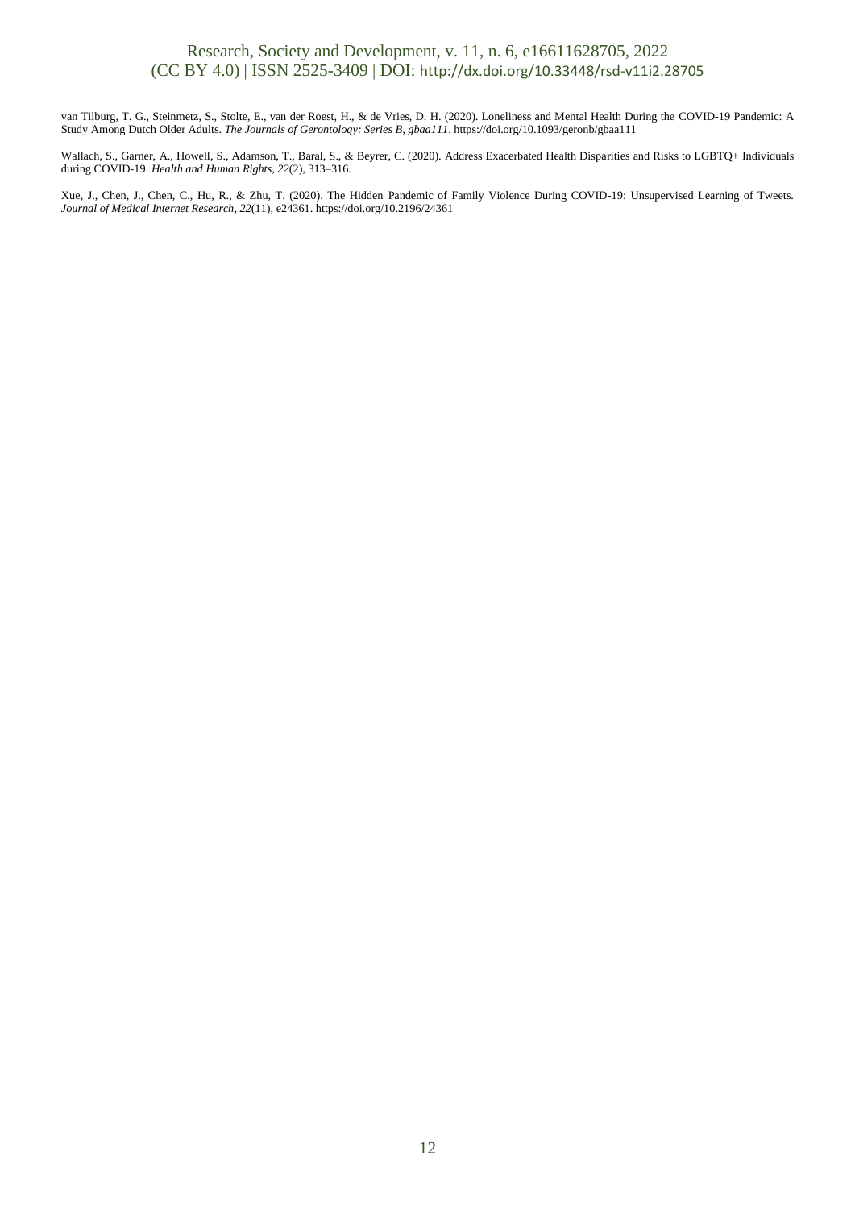van Tilburg, T. G., Steinmetz, S., Stolte, E., van der Roest, H., & de Vries, D. H. (2020). Loneliness and Mental Health During the COVID-19 Pandemic: A Study Among Dutch Older Adults. *The Journals of Gerontology: Series B*, *gbaa111*. https://doi.org/10.1093/geronb/gbaa111

Wallach, S., Garner, A., Howell, S., Adamson, T., Baral, S., & Beyrer, C. (2020). Address Exacerbated Health Disparities and Risks to LGBTQ+ Individuals during COVID-19. *Health and Human Rights*, *22*(2), 313–316.

Xue, J., Chen, J., Chen, C., Hu, R., & Zhu, T. (2020). The Hidden Pandemic of Family Violence During COVID-19: Unsupervised Learning of Tweets. *Journal of Medical Internet Research*, *22*(11), e24361. https://doi.org/10.2196/24361